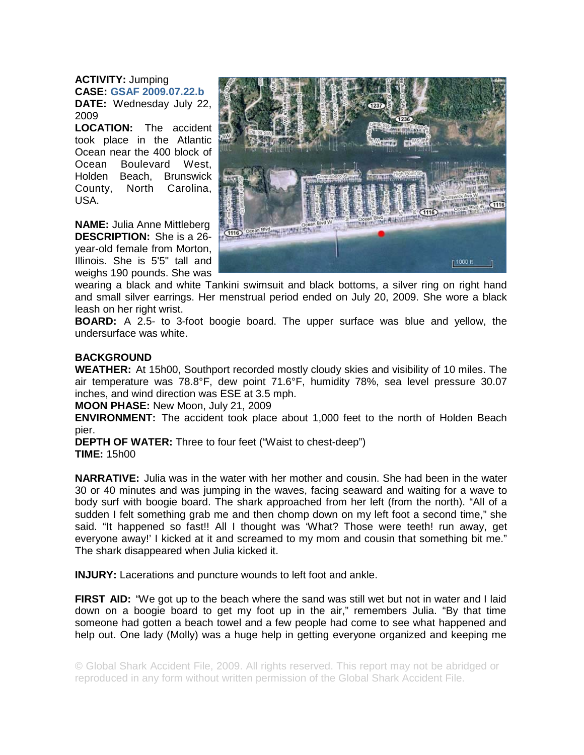**ACTIVITY:** Jumping
**CASE:** **GSAF 2009.07.22.b**
**DATE:** Wednesday July 22, 2009
**LOCATION:** The accident took place in the Atlantic Ocean near the 400 block of Ocean Boulevard West, Holden Beach, Brunswick County, North Carolina, USA.

**NAME:** Julia Anne Mittleberg
**DESCRIPTION:** She is a 26-year-old female from Morton, Illinois. She is 5'5" tall and weighs 190 pounds. She was wearing a black and white Tankini swimsuit and black bottoms, a silver ring on right hand and small silver earrings. Her menstrual period ended on July 20, 2009. She wore a black leash on her right wrist.
**BOARD:** A 2.5- to 3-foot boogie board. The upper surface was blue and yellow, the undersurface was white.

**BACKGROUND**
**WEATHER:** At 15h00, Southport recorded mostly cloudy skies and visibility of 10 miles. The air temperature was 78.8°F, dew point 71.6°F, humidity 78%, sea level pressure 30.07 inches, and wind direction was ESE at 3.5 mph.
**MOON PHASE:** New Moon, July 21, 2009
**ENVIRONMENT:** The accident took place about 1,000 feet to the north of Holden Beach pier.
**DEPTH OF WATER:** Three to four feet ("Waist to chest-deep")
**TIME:** 15h00

**NARRATIVE:** Julia was in the water with her mother and cousin. She had been in the water 30 or 40 minutes and was jumping in the waves, facing seaward and waiting for a wave to body surf with boogie board. The shark approached from her left (from the north). "All of a sudden I felt something grab me and then chomp down on my left foot a second time," she said. "It happened so fast!! All I thought was 'What? Those were teeth! run away, get everyone away!' I kicked at it and screamed to my mom and cousin that something bit me." The shark disappeared when Julia kicked it.

**INJURY:** Lacerations and puncture wounds to left foot and ankle.

**FIRST AID:** "We got up to the beach where the sand was still wet but not in water and I laid down on a boogie board to get my foot up in the air," remembers Julia. "By that time someone had gotten a beach towel and a few people had come to see what happened and help out. One lady (Molly) was a huge help in getting everyone organized and keeping me

© Global Shark Accident File, 2009. All rights reserved. This report may not be abridged or reproduced in any form without written permission of the Global Shark Accident File.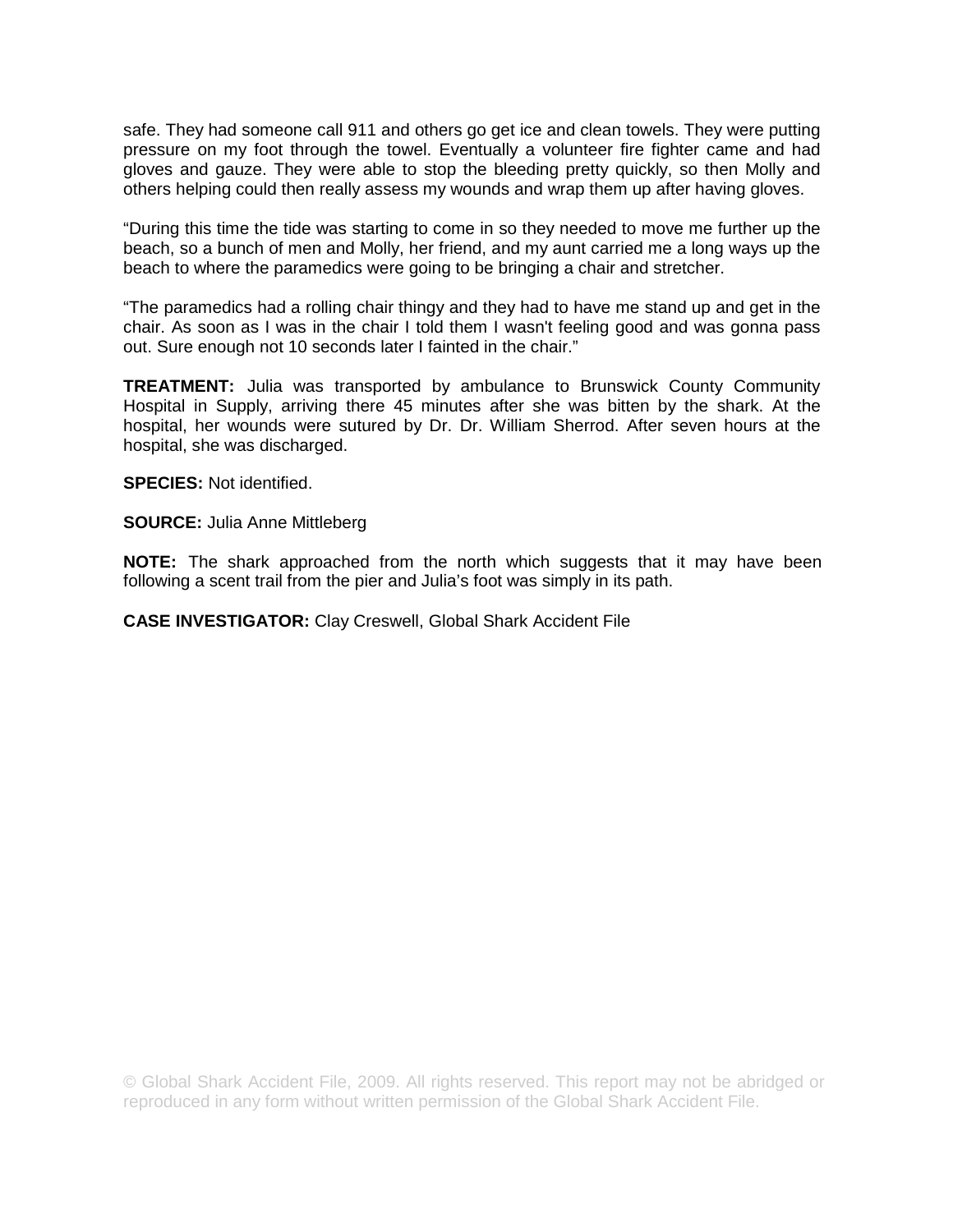safe. They had someone call 911 and others go get ice and clean towels. They were putting pressure on my foot through the towel. Eventually a volunteer fire fighter came and had gloves and gauze. They were able to stop the bleeding pretty quickly, so then Molly and others helping could then really assess my wounds and wrap them up after having gloves.

“During this time the tide was starting to come in so they needed to move me further up the beach, so a bunch of men and Molly, her friend, and my aunt carried me a long ways up the beach to where the paramedics were going to be bringing a chair and stretcher.

“The paramedics had a rolling chair thingy and they had to have me stand up and get in the chair. As soon as I was in the chair I told them I wasn't feeling good and was gonna pass out. Sure enough not 10 seconds later I fainted in the chair.”

**TREATMENT:** Julia was transported by ambulance to Brunswick County Community Hospital in Supply, arriving there 45 minutes after she was bitten by the shark. At the hospital, her wounds were sutured by Dr. Dr. William Sherrod. After seven hours at the hospital, she was discharged.

**SPECIES:** Not identified.

**SOURCE:** Julia Anne Mittleberg

**NOTE:** The shark approached from the north which suggests that it may have been following a scent trail from the pier and Julia’s foot was simply in its path.

**CASE INVESTIGATOR:** Clay Creswell, Global Shark Accident File

© Global Shark Accident File, 2009. All rights reserved. This report may not be abridged or reproduced in any form without written permission of the Global Shark Accident File.